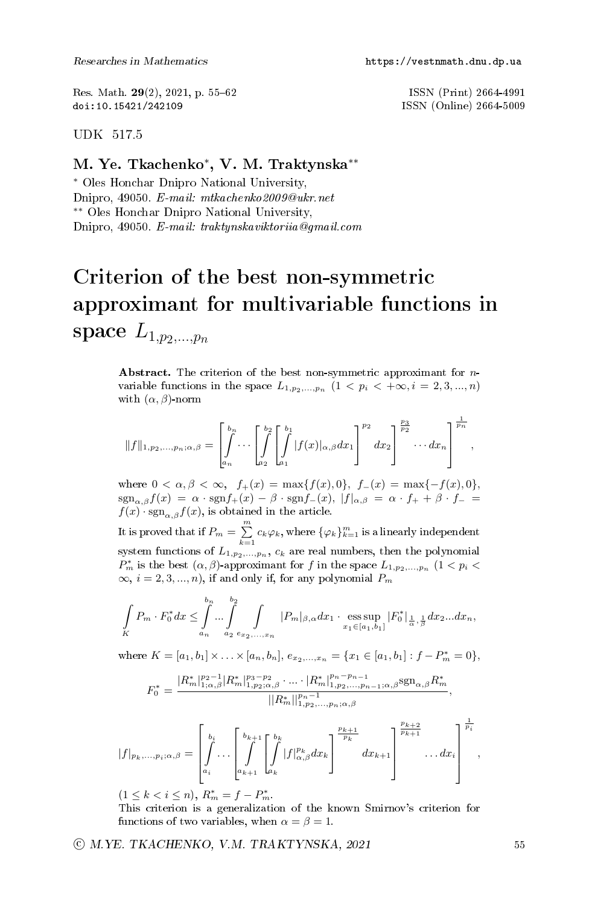UDK 517.5

**M. Ye. Tkachenko[*], V. M. Traktynska[**]**

[*] Oles Honchar Dnipro National University,
Dnipro, 49050. *E-mail: mtkachenko2009@ukr.net*
[**] Oles Honchar Dnipro National University,
Dnipro, 49050. *E-mail: traktynskaviktoriia@gmail.com*

# Criterion of the best non-symmetric approximant for multivariable functions in space $L_{1,p_2,...,p_n}$

**Abstract.** The criterion of the best non-symmetric approximant for $n$-variable functions in the space $L_{1,p_2,...,p_n}$ $(1 < p_i < +\infty, i = 2, 3, ..., n)$ with $(\alpha, \beta)$-norm

$$\|f\|_{1,p_2,...,p_n;\alpha,\beta} = \left[ \int\limits_{a_n}^{b_n} \cdots \left[ \int\limits_{a_2}^{b_2} \left[ \int\limits_{a_1}^{b_1} |f(x)|_{\alpha,\beta} dx_1 \right]^{p_2} dx_2 \right]^{\frac{p_3}{p_2}} \cdots dx_n \right]^{\frac{1}{p_n}},$$

where $0 < \alpha, \beta < \infty$, $f_+(x) = \max\{f(x), 0\}$, $f_-(x) = \max\{-f(x), 0\}$, $\mathrm{sgn}_{\alpha,\beta} f(x) = \alpha \cdot \mathrm{sgn} f_+(x) - \beta \cdot \mathrm{sgn} f_-(x)$, $|f|_{\alpha,\beta} = \alpha \cdot f_+ + \beta \cdot f_- = f(x) \cdot \mathrm{sgn}_{\alpha,\beta} f(x)$, is obtained in the article.

It is proved that if $P_m = \sum\limits_{k=1}^{m} c_k \varphi_k$, where $\{\varphi_k\}_{k=1}^{m}$ is a linearly independent system functions of $L_{1,p_2,...,p_n}$, $c_k$ are real numbers, then the polynomial $P_m^*$ is the best $(\alpha, \beta)$-approximant for $f$ in the space $L_{1,p_2,...,p_n}$ $(1 < p_i < \infty,\ i = 2, 3, ..., n)$, if and only if, for any polynomial $P_m$

$$\int\limits_{K} P_m \cdot F_0^* dx \le \int\limits_{a_n}^{b_n} ... \int\limits_{a_2}^{b_2} \int\limits_{e_{x_2,...,x_n}} |P_m|_{\beta,\alpha} dx_1 \cdot \operatorname*{ess\,sup}_{x_1 \in [a_1,b_1]} |F_0^*|_{\frac{1}{\alpha},\frac{1}{\beta}} dx_2 ... dx_n,$$

where $K = [a_1, b_1] \times \ldots \times [a_n, b_n]$, $e_{x_2,...,x_n} = \{x_1 \in [a_1, b_1] : f - P_m^* = 0\}$,

$$F_0^* = \frac{|R_m^*|_{1;\alpha,\beta}^{p_2-1} |R_m^*|_{1,p_2;\alpha,\beta}^{p_3-p_2} \cdot \ldots \cdot |R_m^*|_{1,p_2,...,p_{n-1};\alpha,\beta}^{p_n-p_{n-1}} \mathrm{sgn}_{\alpha,\beta} R_m^*}{||R_m^*||_{1,p_2,...,p_n;\alpha,\beta}^{p_n-1}},$$

$$|f|_{p_k,...,p_i;\alpha,\beta} = \left[ \int\limits_{a_i}^{b_i} \ldots \left[ \int\limits_{a_{k+1}}^{b_{k+1}} \left[ \int\limits_{a_k}^{b_k} |f|_{\alpha,\beta}^{p_k} dx_k \right]^{\frac{p_{k+1}}{p_k}} dx_{k+1} \right]^{\frac{p_{k+2}}{p_{k+1}}} \ldots dx_i \right]^{\frac{1}{p_i}},$$

$(1 \le k < i \le n)$, $R_m^* = f - P_m^*$.

This criterion is a generalization of the known Smirnov's criterion for functions of two variables, when $\alpha = \beta = 1$.

© M.YE. TKACHENKO, V.M. TRAKTYNSKA, 2021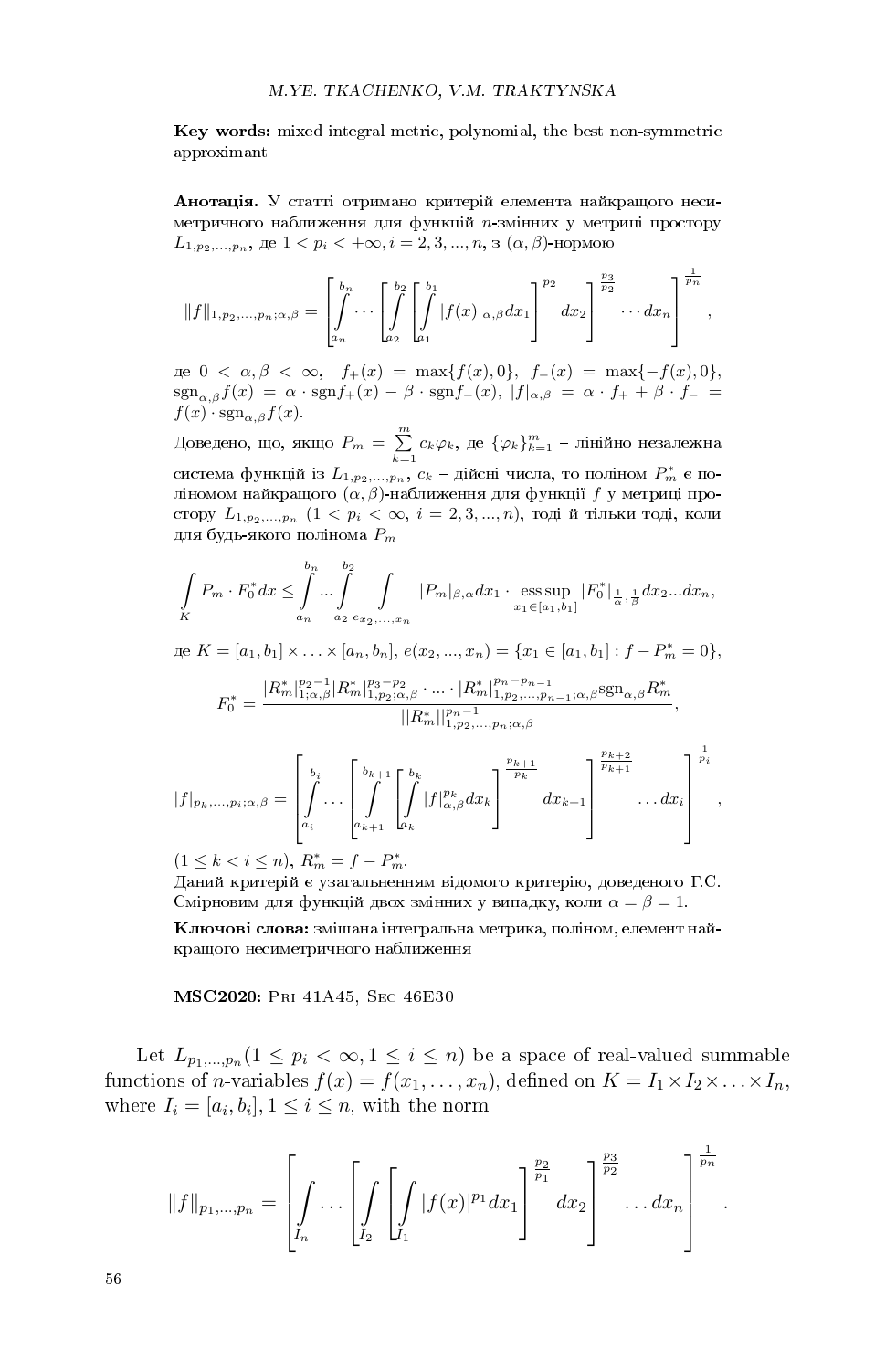**Key words:** mixed integral metric, polynomial, the best non-symmetric approximant

**Анотація.** У статті отримано критерій елемента найкращого несиметричного наближення для функцій $n$-змінних у метриці простору $L_{1,p_2,...,p_n}$, де $1 < p_i < +\infty, i = 2, 3, ..., n$, з $(\alpha, \beta)$-нормою

$$\|f\|_{1,p_2,...,p_n;\alpha,\beta} = \left[ \int_{a_n}^{b_n} \cdots \left[ \int_{a_2}^{b_2} \left[ \int_{a_1}^{b_1} |f(x)|_{\alpha,\beta} dx_1 \right]^{p_2} dx_2 \right]^{\frac{p_3}{p_2}} \cdots dx_n \right]^{\frac{1}{p_n}},$$

де $0 < \alpha, \beta < \infty$, $f_+(x) = \max\{f(x), 0\}$, $f_-(x) = \max\{-f(x), 0\}$, $\mathrm{sgn}_{\alpha,\beta} f(x) = \alpha \cdot \mathrm{sgn} f_+(x) - \beta \cdot \mathrm{sgn} f_-(x)$, $|f|_{\alpha,\beta} = \alpha \cdot f_+ + \beta \cdot f_- = f(x) \cdot \mathrm{sgn}_{\alpha,\beta} f(x)$.

Доведено, що, якщо $P_m = \sum\limits_{k=1}^{m} c_k \varphi_k$, де $\{\varphi_k\}_{k=1}^{m}$ – лінійно незалежна система функцій із $L_{1,p_2,...,p_n}$, $c_k$ – дійсні числа, то поліном $P_m^*$ є поліномом найкращого $(\alpha, \beta)$-наближення для функції $f$ у метриці простору $L_{1,p_2,...,p_n}$ $(1 < p_i < \infty,\ i = 2, 3, ..., n)$, тоді й тільки тоді, коли для будь-якого полінома $P_m$

$$\int_K P_m \cdot F_0^* dx \le \int_{a_n}^{b_n} ... \int_{a_2}^{b_2} \int_{e_{x_2,...,x_n}} |P_m|_{\beta,\alpha} dx_1 \cdot \operatorname*{ess\,sup}_{x_1 \in [a_1,b_1]} |F_0^*|_{\frac{1}{\alpha},\frac{1}{\beta}} dx_2 ... dx_n,$$

де $K = [a_1, b_1] \times \ldots \times [a_n, b_n]$, $e(x_2, ..., x_n) = \{x_1 \in [a_1, b_1] : f - P_m^* = 0\}$,

$$F_0^* = \frac{|R_m^*|_{1;\alpha,\beta}^{p_2-1} |R_m^*|_{1,p_2;\alpha,\beta}^{p_3-p_2} \cdot \ldots \cdot |R_m^*|_{1,p_2,...,p_{n-1};\alpha,\beta}^{p_n-p_{n-1}} \mathrm{sgn}_{\alpha,\beta} R_m^*}{||R_m^*||_{1,p_2,...,p_n;\alpha,\beta}^{p_n-1}},$$

$$|f|_{p_k,...,p_i;\alpha,\beta} = \left[ \int_{a_i}^{b_i} \ldots \left[ \int_{a_{k+1}}^{b_{k+1}} \left[ \int_{a_k}^{b_k} |f|_{\alpha,\beta}^{p_k} dx_k \right]^{\frac{p_{k+1}}{p_k}} dx_{k+1} \right]^{\frac{p_{k+2}}{p_{k+1}}} \ldots dx_i \right]^{\frac{1}{p_i}},$$

$(1 \le k < i \le n)$, $R_m^* = f - P_m^*$.

Даний критерій є узагальненням відомого критерію, доведеного Г.С. Смірновим для функцій двох змінних у випадку, коли $\alpha = \beta = 1$.

**Ключові слова:** змішана інтегральна метрика, поліном, елемент найкращого несиметричного наближення

**MSC2020:** Pri 41A45, Sec 46E30

Let $L_{p_1,...,p_n} (1 \le p_i < \infty, 1 \le i \le n)$ be a space of real-valued summable functions of $n$-variables $f(x) = f(x_1, \ldots, x_n)$, defined on $K = I_1 \times I_2 \times \ldots \times I_n$, where $I_i = [a_i, b_i], 1 \le i \le n$, with the norm

$$\|f\|_{p_1,...,p_n} = \left[ \int_{I_n} \ldots \left[ \int_{I_2} \left[ \int_{I_1} |f(x)|^{p_1} dx_1 \right]^{\frac{p_2}{p_1}} dx_2 \right]^{\frac{p_3}{p_2}} \ldots dx_n \right]^{\frac{1}{p_n}}.$$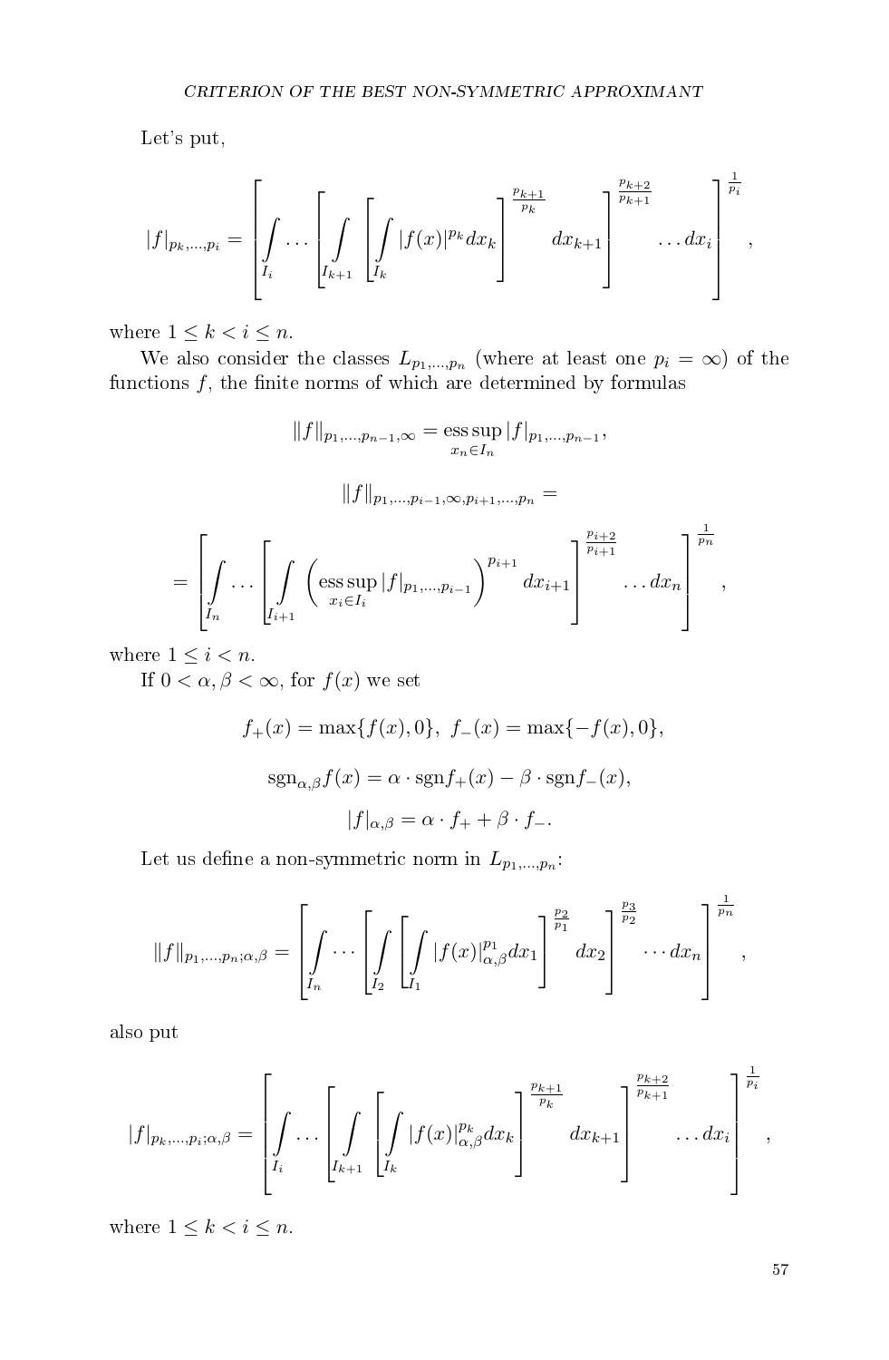Let's put,

$$|f|_{p_k,\dots,p_i} = \left[ \int\limits_{I_i} \dots \left[ \int\limits_{I_{k+1}} \left[ \int\limits_{I_k} |f(x)|^{p_k} dx_k \right]^{\frac{p_{k+1}}{p_k}} dx_{k+1} \right]^{\frac{p_{k+2}}{p_{k+1}}} \dots dx_i \right]^{\frac{1}{p_i}},$$

where $1 \le k < i \le n$.

We also consider the classes $L_{p_1,\dots,p_n}$ (where at least one $p_i = \infty$) of the functions $f$, the finite norms of which are determined by formulas

$$\|f\|_{p_1,\dots,p_{n-1},\infty} = \operatorname*{ess\,sup}_{x_n \in I_n} |f|_{p_1,\dots,p_{n-1}},$$

$$\|f\|_{p_1,\dots,p_{i-1},\infty,p_{i+1},\dots,p_n} =$$

$$= \left[ \int\limits_{I_n} \dots \left[ \int\limits_{I_{i+1}} \left( \operatorname*{ess\,sup}_{x_i \in I_i} |f|_{p_1,\dots,p_{i-1}} \right)^{p_{i+1}} dx_{i+1} \right]^{\frac{p_{i+2}}{p_{i+1}}} \dots dx_n \right]^{\frac{1}{p_n}},$$

where $1 \le i < n$.

If $0 < \alpha, \beta < \infty$, for $f(x)$ we set

$$f_+(x) = \max\{f(x), 0\}, \ \ f_-(x) = \max\{-f(x), 0\},$$

$$\operatorname{sgn}_{\alpha,\beta} f(x) = \alpha \cdot \operatorname{sgn} f_+(x) - \beta \cdot \operatorname{sgn} f_-(x),$$

$$|f|_{\alpha,\beta} = \alpha \cdot f_+ + \beta \cdot f_-.$$

Let us define a non-symmetric norm in $L_{p_1,\dots,p_n}$:

$$\|f\|_{p_1,\dots,p_n;\alpha,\beta} = \left[ \int\limits_{I_n} \cdots \left[ \int\limits_{I_2} \left[ \int\limits_{I_1} |f(x)|^{p_1}_{\alpha,\beta} dx_1 \right]^{\frac{p_2}{p_1}} dx_2 \right]^{\frac{p_3}{p_2}} \cdots dx_n \right]^{\frac{1}{p_n}},$$

also put

$$|f|_{p_k,\dots,p_i;\alpha,\beta} = \left[ \int\limits_{I_i} \dots \left[ \int\limits_{I_{k+1}} \left[ \int\limits_{I_k} |f(x)|^{p_k}_{\alpha,\beta} dx_k \right]^{\frac{p_{k+1}}{p_k}} dx_{k+1} \right]^{\frac{p_{k+2}}{p_{k+1}}} \dots dx_i \right]^{\frac{1}{p_i}},$$

where $1 \le k < i \le n$.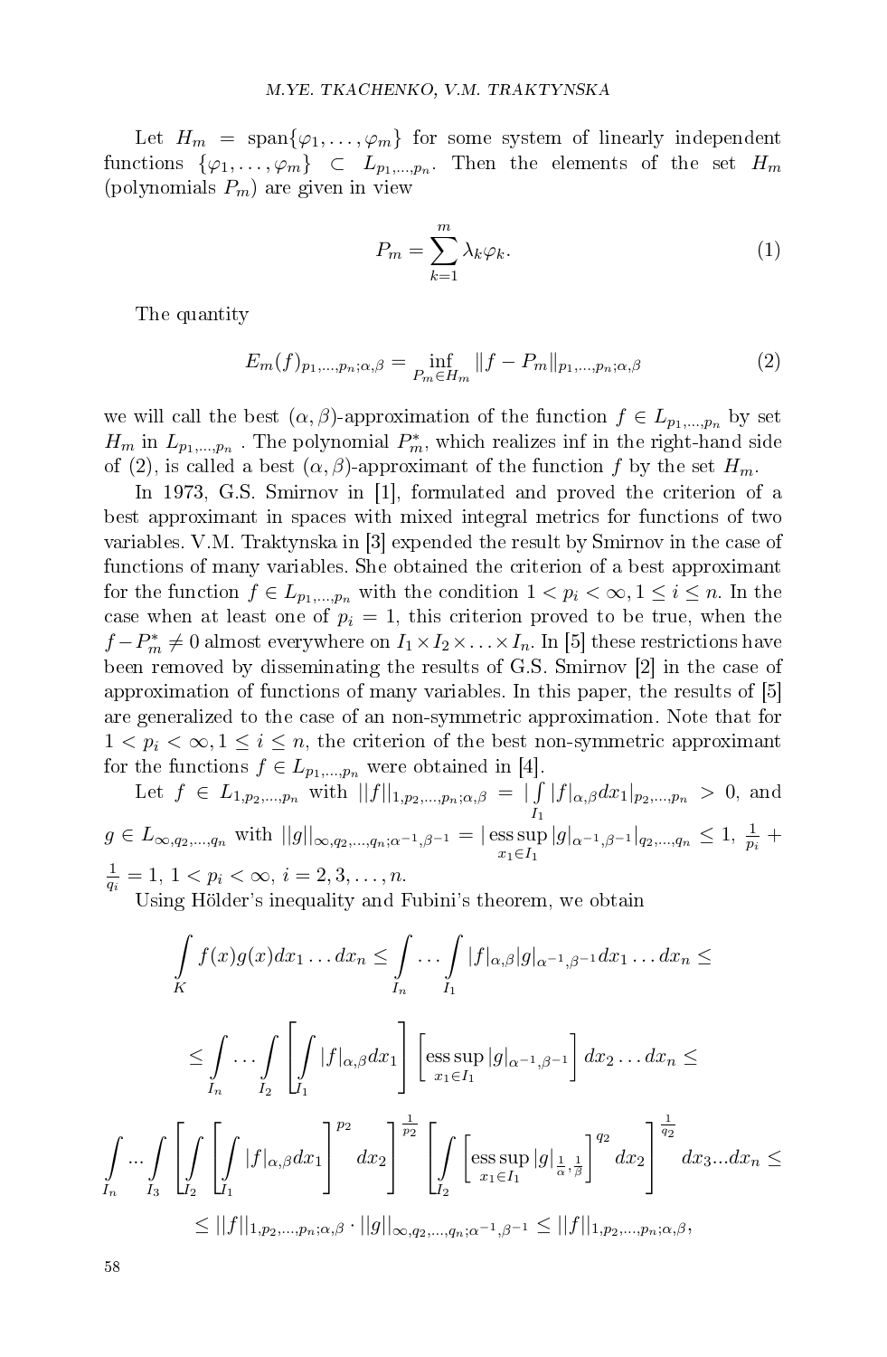Let $H_m = \text{span}\{\varphi_1, \ldots, \varphi_m\}$ for some system of linearly independent functions $\{\varphi_1, \ldots, \varphi_m\} \subset L_{p_1,\ldots,p_n}$. Then the elements of the set $H_m$ (polynomials $P_m$) are given in view

$$P_m = \sum_{k=1}^{m} \lambda_k \varphi_k. \tag{1}$$

The quantity

$$E_m(f)_{p_1,\ldots,p_n;\alpha,\beta} = \inf_{P_m \in H_m} \|f - P_m\|_{p_1,\ldots,p_n;\alpha,\beta} \tag{2}$$

we will call the best $(\alpha, \beta)$-approximation of the function $f \in L_{p_1,\ldots,p_n}$ by set $H_m$ in $L_{p_1,\ldots,p_n}$ . The polynomial $P_m^*$, which realizes inf in the right-hand side of (2), is called a best $(\alpha, \beta)$-approximant of the function $f$ by the set $H_m$.

In 1973, G.S. Smirnov in [1], formulated and proved the criterion of a best approximant in spaces with mixed integral metrics for functions of two variables. V.M. Traktynska in [3] expended the result by Smirnov in the case of functions of many variables. She obtained the criterion of a best approximant for the function $f \in L_{p_1,\ldots,p_n}$ with the condition $1 < p_i < \infty, 1 \le i \le n$. In the case when at least one of $p_i = 1$, this criterion proved to be true, when the $f - P_m^* \ne 0$ almost everywhere on $I_1 \times I_2 \times \ldots \times I_n$. In [5] these restrictions have been removed by disseminating the results of G.S. Smirnov [2] in the case of approximation of functions of many variables. In this paper, the results of [5] are generalized to the case of an non-symmetric approximation. Note that for $1 < p_i < \infty, 1 \le i \le n$, the criterion of the best non-symmetric approximant for the functions $f \in L_{p_1,\ldots,p_n}$ were obtained in [4].

Let $f \in L_{1,p_2,\ldots,p_n}$ with $||f||_{1,p_2,\ldots,p_n;\alpha,\beta} = |\int\limits_{I_1} |f|_{\alpha,\beta} dx_1|_{p_2,\ldots,p_n} > 0$, and $g \in L_{\infty,q_2,\ldots,q_n}$ with $||g||_{\infty,q_2,\ldots,q_n;\alpha^{-1},\beta^{-1}} = |\operatorname*{ess\,sup}_{x_1 \in I_1} |g|_{\alpha^{-1},\beta^{-1}}|_{q_2,\ldots,q_n} \le 1$, $\frac{1}{p_i} + \frac{1}{q_i} = 1$, $1 < p_i < \infty$, $i = 2, 3, \ldots, n$.

Using Hölder's inequality and Fubini's theorem, we obtain

$$\int\limits_K f(x)g(x)dx_1 \ldots dx_n \le \int\limits_{I_n} \ldots \int\limits_{I_1} |f|_{\alpha,\beta}|g|_{\alpha^{-1},\beta^{-1}} dx_1 \ldots dx_n \le$$

$$\le \int\limits_{I_n} \ldots \int\limits_{I_2} \left[\int\limits_{I_1} |f|_{\alpha,\beta} dx_1\right] \left[\operatorname*{ess\,sup}_{x_1 \in I_1} |g|_{\alpha^{-1},\beta^{-1}}\right] dx_2 \ldots dx_n \le$$

$$\int\limits_{I_n} \ldots \int\limits_{I_3} \left[\int\limits_{I_2} \left[\int\limits_{I_1} |f|_{\alpha,\beta} dx_1\right]^{p_2} dx_2\right]^{\frac{1}{p_2}} \left[\int\limits_{I_2} \left[\operatorname*{ess\,sup}_{x_1 \in I_1} |g|_{\frac{1}{\alpha},\frac{1}{\beta}}\right]^{q_2} dx_2\right]^{\frac{1}{q_2}} dx_3 \ldots dx_n \le$$

$$\le ||f||_{1,p_2,\ldots,p_n;\alpha,\beta} \cdot ||g||_{\infty,q_2,\ldots,q_n;\alpha^{-1},\beta^{-1}} \le ||f||_{1,p_2,\ldots,p_n;\alpha,\beta},$$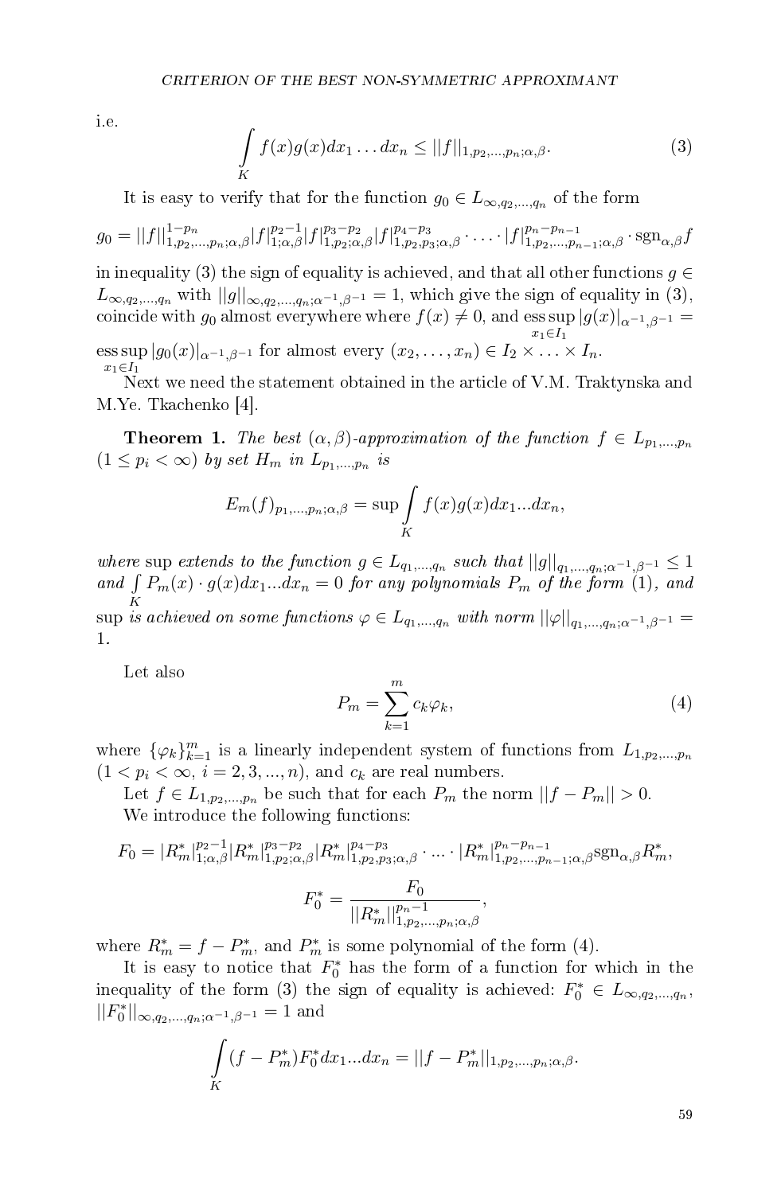i.e.

$$\int\limits_K f(x)g(x)dx_1 \dots dx_n \leq ||f||_{1,p_2,\dots,p_n;\alpha,\beta}. \tag{3}$$

It is easy to verify that for the function $g_0 \in L_{\infty,q_2,\dots,q_n}$ of the form

$$g_0 = ||f||^{1-p_n}_{1,p_2,\dots,p_n;\alpha,\beta} |f|^{p_2-1}_{1;\alpha,\beta} |f|^{p_3-p_2}_{1,p_2;\alpha,\beta} |f|^{p_4-p_3}_{1,p_2,p_3;\alpha,\beta} \cdot \ldots \cdot |f|^{p_n-p_{n-1}}_{1,p_2,\dots,p_{n-1};\alpha,\beta} \cdot \mathrm{sgn}_{\alpha,\beta} f$$

in inequality (3) the sign of equality is achieved, and that all other functions $g \in L_{\infty,q_2,\dots,q_n}$ with $||g||_{\infty,q_2,\dots,q_n;\alpha^{-1},\beta^{-1}} = 1$, which give the sign of equality in (3), coincide with $g_0$ almost everywhere where $f(x) \neq 0$, and $\operatorname*{ess\,sup}\limits_{x_1 \in I_1} |g(x)|_{\alpha^{-1},\beta^{-1}} = \operatorname*{ess\,sup}\limits_{x_1 \in I_1} |g_0(x)|_{\alpha^{-1},\beta^{-1}}$ for almost every $(x_2,\dots,x_n) \in I_2 \times \ldots \times I_n$.

Next we need the statement obtained in the article of V.M. Traktynska and M.Ye. Tkachenko [4].

**Theorem 1.** *The best $(\alpha,\beta)$-approximation of the function $f \in L_{p_1,\dots,p_n}$ $(1 \leq p_i < \infty)$ by set $H_m$ in $L_{p_1,\dots,p_n}$ is*

$$E_m(f)_{p_1,\dots,p_n;\alpha,\beta} = \sup \int\limits_K f(x)g(x)dx_1...dx_n,$$

*where* sup *extends to the function $g \in L_{q_1,\dots,q_n}$ such that $||g||_{q_1,\dots,q_n;\alpha^{-1},\beta^{-1}} \leq 1$ and $\int\limits_K P_m(x) \cdot g(x)dx_1...dx_n = 0$ for any polynomials $P_m$ of the form* (1), *and* sup *is achieved on some functions $\varphi \in L_{q_1,\dots,q_n}$ with norm $||\varphi||_{q_1,\dots,q_n;\alpha^{-1},\beta^{-1}} = 1$.*

Let also

$$P_m = \sum_{k=1}^{m} c_k \varphi_k, \tag{4}$$

where $\{\varphi_k\}_{k=1}^m$ is a linearly independent system of functions from $L_{1,p_2,\dots,p_n}$ $(1 < p_i < \infty,\ i = 2,3,\dots,n)$, and $c_k$ are real numbers.

Let $f \in L_{1,p_2,\dots,p_n}$ be such that for each $P_m$ the norm $||f - P_m|| > 0$.

We introduce the following functions:

$$F_0 = |R^*_m|^{p_2-1}_{1;\alpha,\beta} |R^*_m|^{p_3-p_2}_{1,p_2;\alpha,\beta} |R^*_m|^{p_4-p_3}_{1,p_2,p_3;\alpha,\beta} \cdot \ldots \cdot |R^*_m|^{p_n-p_{n-1}}_{1,p_2,\dots,p_{n-1};\alpha,\beta} \mathrm{sgn}_{\alpha,\beta} R^*_m,$$

$$F^*_0 = \frac{F_0}{||R^*_m||^{p_n-1}_{1,p_2,\dots,p_n;\alpha,\beta}},$$

where $R^*_m = f - P^*_m$, and $P^*_m$ is some polynomial of the form (4).

It is easy to notice that $F^*_0$ has the form of a function for which in the inequality of the form (3) the sign of equality is achieved: $F^*_0 \in L_{\infty,q_2,\dots,q_n}$, $||F^*_0||_{\infty,q_2,\dots,q_n;\alpha^{-1},\beta^{-1}} = 1$ and

$$\int\limits_K (f - P^*_m)F^*_0 dx_1...dx_n = ||f - P^*_m||_{1,p_2,\dots,p_n;\alpha,\beta}.$$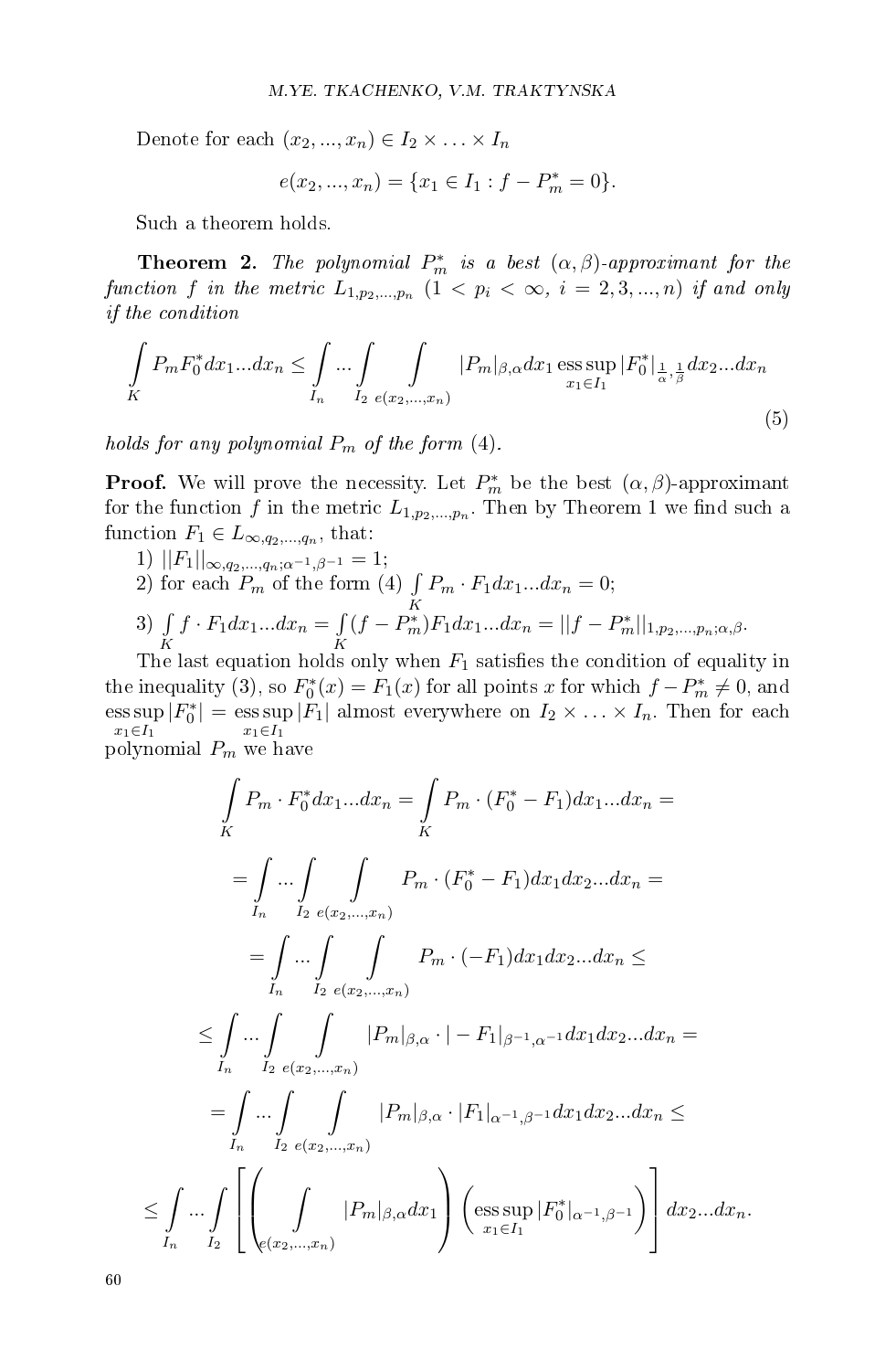Denote for each $(x_2, ..., x_n) \in I_2 \times \ldots \times I_n$

$$e(x_2, ..., x_n) = \{x_1 \in I_1 : f - P_m^* = 0\}.$$

Such a theorem holds.

**Theorem 2.** *The polynomial $P_m^*$ is a best $(\alpha, \beta)$-approximant for the function $f$ in the metric $L_{1,p_2,...,p_n}$ $(1 < p_i < \infty,\ i = 2, 3, ..., n)$ if and only if the condition*

$$\int\limits_K P_m F_0^* dx_1...dx_n \le \int\limits_{I_n} ... \int\limits_{I_2} \int\limits_{e(x_2,...,x_n)} |P_m|_{\beta,\alpha} dx_1 \operatorname*{ess\,sup}_{x_1 \in I_1} |F_0^*|_{\frac{1}{\alpha},\frac{1}{\beta}} dx_2...dx_n \tag{5}$$

*holds for any polynomial $P_m$ of the form (4).*

**Proof.** We will prove the necessity. Let $P_m^*$ be the best $(\alpha, \beta)$-approximant for the function $f$ in the metric $L_{1,p_2,...,p_n}$. Then by Theorem 1 we find such a function $F_1 \in L_{\infty,q_2,...,q_n}$, that:

1) $||F_1||_{\infty,q_2,...,q_n;\alpha^{-1},\beta^{-1}} = 1$;
2) for each $P_m$ of the form (4) $\int\limits_K P_m \cdot F_1 dx_1...dx_n = 0$;
3) $\int\limits_K f \cdot F_1 dx_1...dx_n = \int\limits_K (f - P_m^*) F_1 dx_1...dx_n = ||f - P_m^*||_{1,p_2,...,p_n;\alpha,\beta}$.

The last equation holds only when $F_1$ satisfies the condition of equality in the inequality (3), so $F_0^*(x) = F_1(x)$ for all points $x$ for which $f - P_m^* \ne 0$, and $\operatorname*{ess\,sup}_{x_1 \in I_1} |F_0^*| = \operatorname*{ess\,sup}_{x_1 \in I_1} |F_1|$ almost everywhere on $I_2 \times \ldots \times I_n$. Then for each polynomial $P_m$ we have

$$\int\limits_K P_m \cdot F_0^* dx_1...dx_n = \int\limits_K P_m \cdot (F_0^* - F_1) dx_1...dx_n =$$

$$= \int\limits_{I_n} ... \int\limits_{I_2} \int\limits_{e(x_2,...,x_n)} P_m \cdot (F_0^* - F_1) dx_1 dx_2...dx_n =$$

$$= \int\limits_{I_n} ... \int\limits_{I_2} \int\limits_{e(x_2,...,x_n)} P_m \cdot (-F_1) dx_1 dx_2...dx_n \le$$

$$\le \int\limits_{I_n} ... \int\limits_{I_2} \int\limits_{e(x_2,...,x_n)} |P_m|_{\beta,\alpha} \cdot |-F_1|_{\beta^{-1},\alpha^{-1}} dx_1 dx_2...dx_n =$$

$$= \int\limits_{I_n} ... \int\limits_{I_2} \int\limits_{e(x_2,...,x_n)} |P_m|_{\beta,\alpha} \cdot |F_1|_{\alpha^{-1},\beta^{-1}} dx_1 dx_2...dx_n \le$$

$$\le \int\limits_{I_n} ... \int\limits_{I_2} \left[ \left( \int\limits_{e(x_2,...,x_n)} |P_m|_{\beta,\alpha} dx_1 \right) \left( \operatorname*{ess\,sup}_{x_1 \in I_1} |F_0^*|_{\alpha^{-1},\beta^{-1}} \right) \right] dx_2...dx_n.$$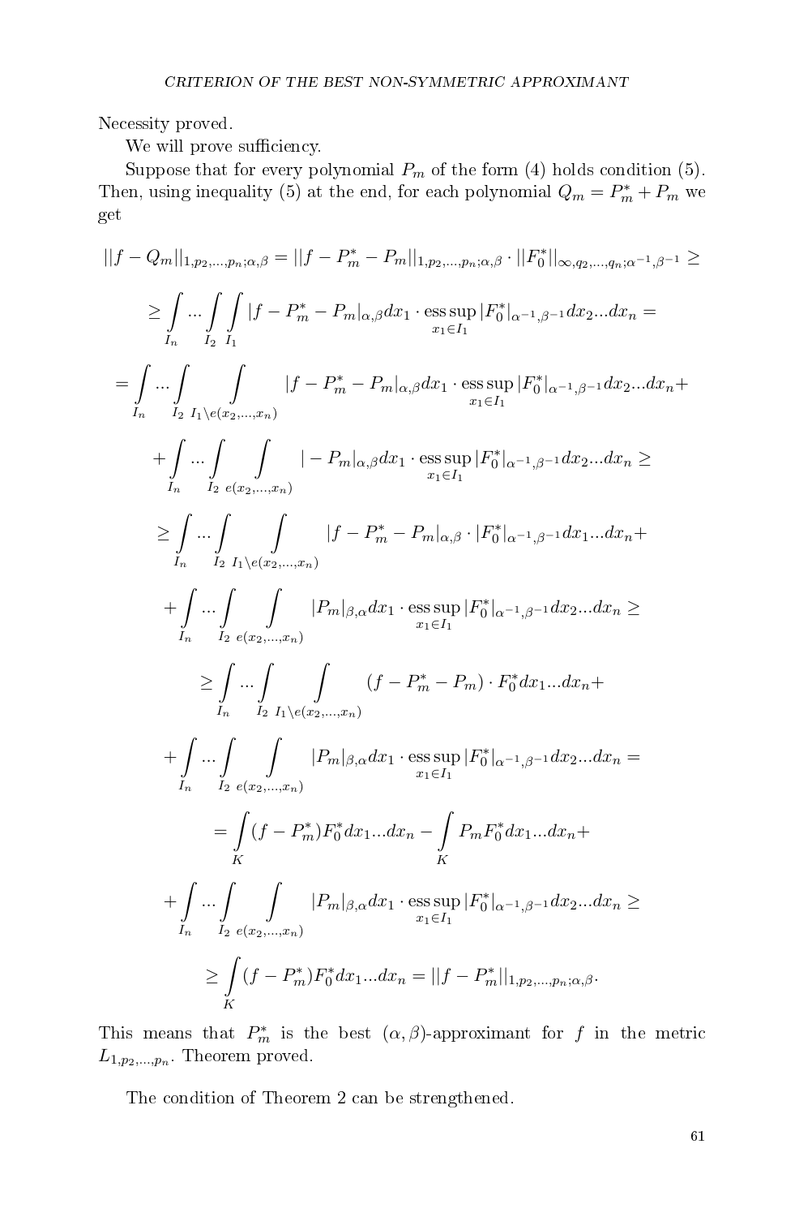Necessity proved.

We will prove sufficiency.

Suppose that for every polynomial $P_m$ of the form (4) holds condition (5). Then, using inequality (5) at the end, for each polynomial $Q_m = P_m^* + P_m$ we get

$$||f - Q_m||_{1,p_2,...,p_n;\alpha,\beta} = ||f - P_m^* - P_m||_{1,p_2,...,p_n;\alpha,\beta} \cdot ||F_0^*||_{\infty,q_2,...,q_n;\alpha^{-1},\beta^{-1}} \geq$$

$$\geq \int\limits_{I_n} ... \int\limits_{I_2} \int\limits_{I_1} |f - P_m^* - P_m|_{\alpha,\beta} dx_1 \cdot \operatorname*{ess\,sup}_{x_1 \in I_1} |F_0^*|_{\alpha^{-1},\beta^{-1}} dx_2 ... dx_n =$$

$$= \int\limits_{I_n} ... \int\limits_{I_2} \int\limits_{I_1 \setminus e(x_2,...,x_n)} |f - P_m^* - P_m|_{\alpha,\beta} dx_1 \cdot \operatorname*{ess\,sup}_{x_1 \in I_1} |F_0^*|_{\alpha^{-1},\beta^{-1}} dx_2 ... dx_n +$$

$$+ \int\limits_{I_n} ... \int\limits_{I_2} \int\limits_{e(x_2,...,x_n)} |- P_m|_{\alpha,\beta} dx_1 \cdot \operatorname*{ess\,sup}_{x_1 \in I_1} |F_0^*|_{\alpha^{-1},\beta^{-1}} dx_2 ... dx_n \geq$$

$$\geq \int\limits_{I_n} ... \int\limits_{I_2} \int\limits_{I_1 \setminus e(x_2,...,x_n)} |f - P_m^* - P_m|_{\alpha,\beta} \cdot |F_0^*|_{\alpha^{-1},\beta^{-1}} dx_1 ... dx_n +$$

$$+ \int\limits_{I_n} ... \int\limits_{I_2} \int\limits_{e(x_2,...,x_n)} |P_m|_{\beta,\alpha} dx_1 \cdot \operatorname*{ess\,sup}_{x_1 \in I_1} |F_0^*|_{\alpha^{-1},\beta^{-1}} dx_2 ... dx_n \geq$$

$$\geq \int\limits_{I_n} ... \int\limits_{I_2} \int\limits_{I_1 \setminus e(x_2,...,x_n)} (f - P_m^* - P_m) \cdot F_0^* dx_1 ... dx_n +$$

$$+ \int\limits_{I_n} ... \int\limits_{I_2} \int\limits_{e(x_2,...,x_n)} |P_m|_{\beta,\alpha} dx_1 \cdot \operatorname*{ess\,sup}_{x_1 \in I_1} |F_0^*|_{\alpha^{-1},\beta^{-1}} dx_2 ... dx_n =$$

$$= \int\limits_{K} (f - P_m^*) F_0^* dx_1 ... dx_n - \int\limits_{K} P_m F_0^* dx_1 ... dx_n +$$

$$+ \int\limits_{I_n} ... \int\limits_{I_2} \int\limits_{e(x_2,...,x_n)} |P_m|_{\beta,\alpha} dx_1 \cdot \operatorname*{ess\,sup}_{x_1 \in I_1} |F_0^*|_{\alpha^{-1},\beta^{-1}} dx_2 ... dx_n \geq$$

$$\geq \int\limits_{K} (f - P_m^*) F_0^* dx_1 ... dx_n = ||f - P_m^*||_{1,p_2,...,p_n;\alpha,\beta}.$$

This means that $P_m^*$ is the best $(\alpha, \beta)$-approximant for $f$ in the metric $L_{1,p_2,...,p_n}$. Theorem proved.

The condition of Theorem 2 can be strengthened.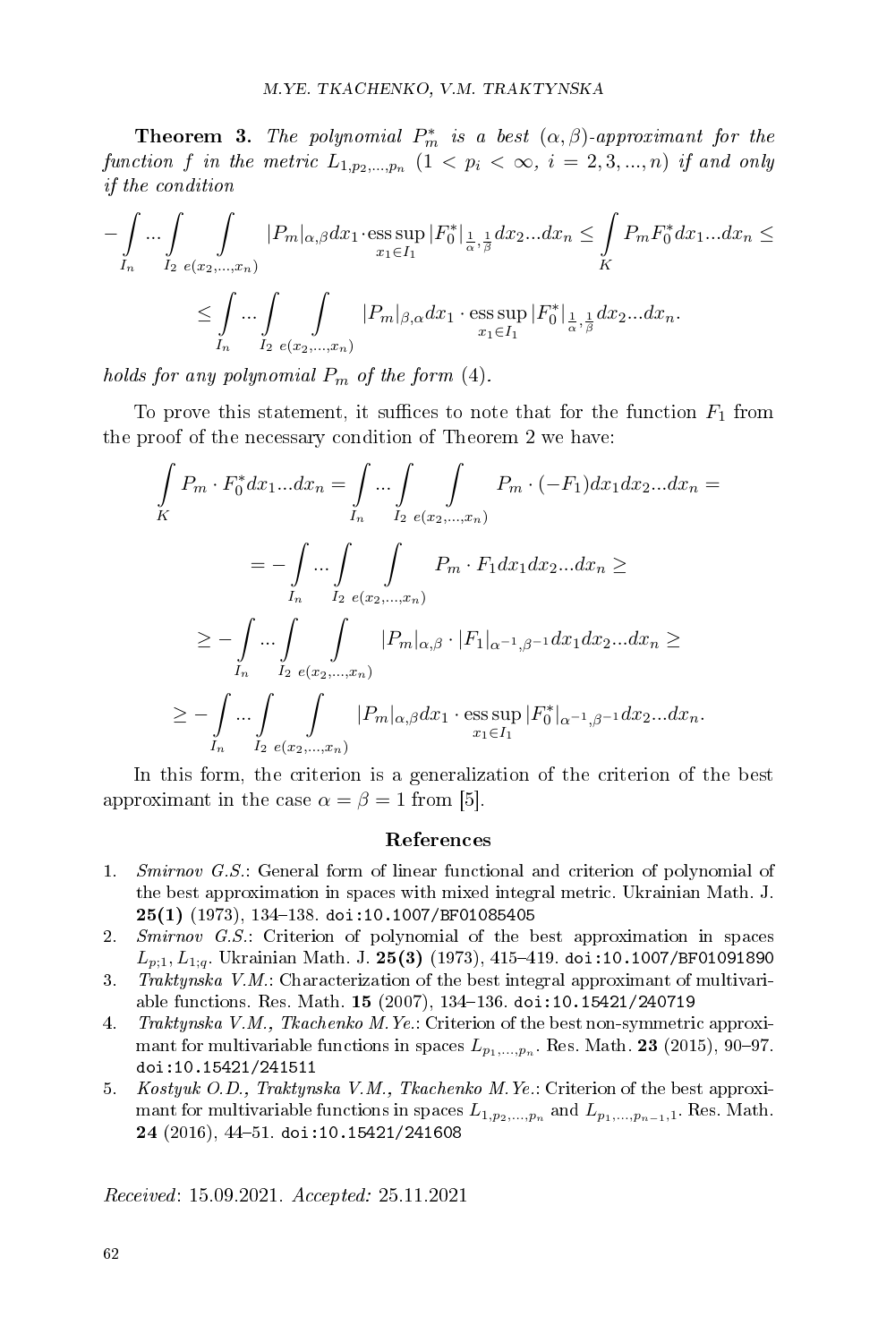**Theorem 3.** *The polynomial $P_m^*$ is a best $(\alpha, \beta)$-approximant for the function $f$ in the metric $L_{1,p_2,...,p_n}$ $(1 < p_i < \infty,\ i = 2, 3, ..., n)$ if and only if the condition*

$$-\int\limits_{I_n} ... \int\limits_{I_2} \int\limits_{e(x_2,...,x_n)} |P_m|_{\alpha,\beta} dx_1 \cdot \operatorname*{ess\,sup}_{x_1 \in I_1} |F_0^*|_{\frac{1}{\alpha},\frac{1}{\beta}} dx_2...dx_n \leq \int\limits_K P_m F_0^* dx_1...dx_n \leq$$

$$\leq \int\limits_{I_n} ... \int\limits_{I_2} \int\limits_{e(x_2,...,x_n)} |P_m|_{\beta,\alpha} dx_1 \cdot \operatorname*{ess\,sup}_{x_1 \in I_1} |F_0^*|_{\frac{1}{\alpha},\frac{1}{\beta}} dx_2...dx_n.$$

*holds for any polynomial $P_m$ of the form (4).*

To prove this statement, it suffices to note that for the function $F_1$ from the proof of the necessary condition of Theorem 2 we have:

$$\int\limits_K P_m \cdot F_0^* dx_1...dx_n = \int\limits_{I_n} ... \int\limits_{I_2} \int\limits_{e(x_2,...,x_n)} P_m \cdot (-F_1) dx_1 dx_2...dx_n =$$

$$= -\int\limits_{I_n} ... \int\limits_{I_2} \int\limits_{e(x_2,...,x_n)} P_m \cdot F_1 dx_1 dx_2...dx_n \geq$$

$$\geq -\int\limits_{I_n} ... \int\limits_{I_2} \int\limits_{e(x_2,...,x_n)} |P_m|_{\alpha,\beta} \cdot |F_1|_{\alpha^{-1},\beta^{-1}} dx_1 dx_2...dx_n \geq$$

$$\geq -\int\limits_{I_n} ... \int\limits_{I_2} \int\limits_{e(x_2,...,x_n)} |P_m|_{\alpha,\beta} dx_1 \cdot \operatorname*{ess\,sup}_{x_1 \in I_1} |F_0^*|_{\alpha^{-1},\beta^{-1}} dx_2...dx_n.$$

In this form, the criterion is a generalization of the criterion of the best approximant in the case $\alpha = \beta = 1$ from [5].

## References

1. *Smirnov G.S.*: General form of linear functional and criterion of polynomial of the best approximation in spaces with mixed integral metric. Ukrainian Math. J. **25(1)** (1973), 134–138. doi:10.1007/BF01085405
2. *Smirnov G.S.*: Criterion of polynomial of the best approximation in spaces $L_{p;1}, L_{1;q}$. Ukrainian Math. J. **25(3)** (1973), 415–419. doi:10.1007/BF01091890
3. *Traktynska V.M.*: Characterization of the best integral approximant of multivariable functions. Res. Math. **15** (2007), 134–136. doi:10.15421/240719
4. *Traktynska V.M., Tkachenko M.Ye.*: Criterion of the best non-symmetric approximant for multivariable functions in spaces $L_{p_1,...,p_n}$. Res. Math. **23** (2015), 90–97. doi:10.15421/241511
5. *Kostyuk O.D., Traktynska V.M., Tkachenko M.Ye.*: Criterion of the best approximant for multivariable functions in spaces $L_{1,p_2,...,p_n}$ and $L_{p_1,...,p_{n-1},1}$. Res. Math. **24** (2016), 44–51. doi:10.15421/241608

*Received*: 15.09.2021. *Accepted:* 25.11.2021